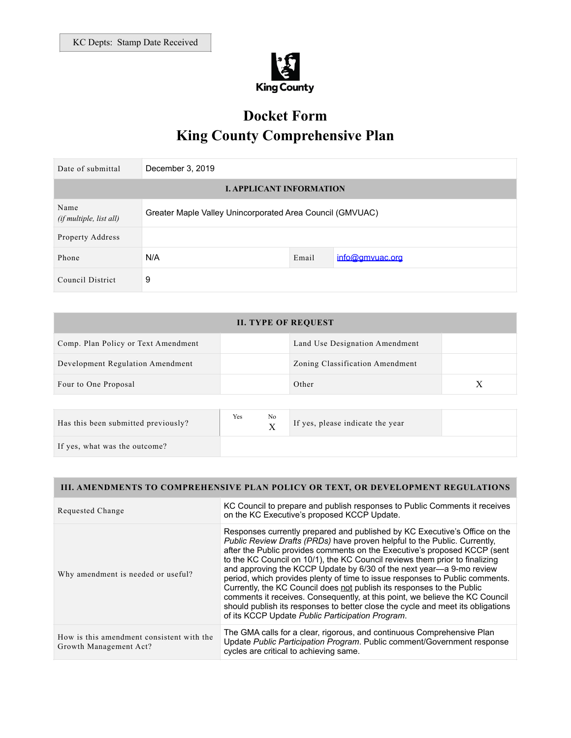KC Depts: Stamp Date Received

King County

# Docket Form
# King County Comprehensive Plan

| Date of submittal | December 3, 2019 | | |
|---|---|---|---|
| **I. APPLICANT INFORMATION** | | | |
| Name *(if multiple, list all)* | Greater Maple Valley Unincorporated Area Council (GMVUAC) | | |
| Property Address | | | |
| Phone | N/A | Email | info@gmvuac.org |
| Council District | 9 | | |

| **II. TYPE OF REQUEST** | | | |
|---|---|---|---|
| Comp. Plan Policy or Text Amendment | | Land Use Designation Amendment | |
| Development Regulation Amendment | | Zoning Classification Amendment | |
| Four to One Proposal | | Other | X |

| Has this been submitted previously? | Yes | No X | If yes, please indicate the year | |
|---|---|---|---|---|
| If yes, what was the outcome? | | | | |

| **III. AMENDMENTS TO COMPREHENSIVE PLAN POLICY OR TEXT, OR DEVELOPMENT REGULATIONS** | |
|---|---|
| Requested Change | KC Council to prepare and publish responses to Public Comments it receives on the KC Executive's proposed KCCP Update. |
| Why amendment is needed or useful? | Responses currently prepared and published by KC Executive's Office on the *Public Review Drafts (PRDs)* have proven helpful to the Public. Currently, after the Public provides comments on the Executive's proposed KCCP (sent to the KC Council on 10/1), the KC Council reviews them prior to finalizing and approving the KCCP Update by 6/30 of the next year—a 9-mo review period, which provides plenty of time to issue responses to Public comments. Currently, the KC Council does not publish its responses to the Public comments it receives. Consequently, at this point, we believe the KC Council should publish its responses to better close the cycle and meet its obligations of its KCCP Update *Public Participation Program*. |
| How is this amendment consistent with the Growth Management Act? | The GMA calls for a clear, rigorous, and continuous Comprehensive Plan Update *Public Participation Program*. Public comment/Government response cycles are critical to achieving same. |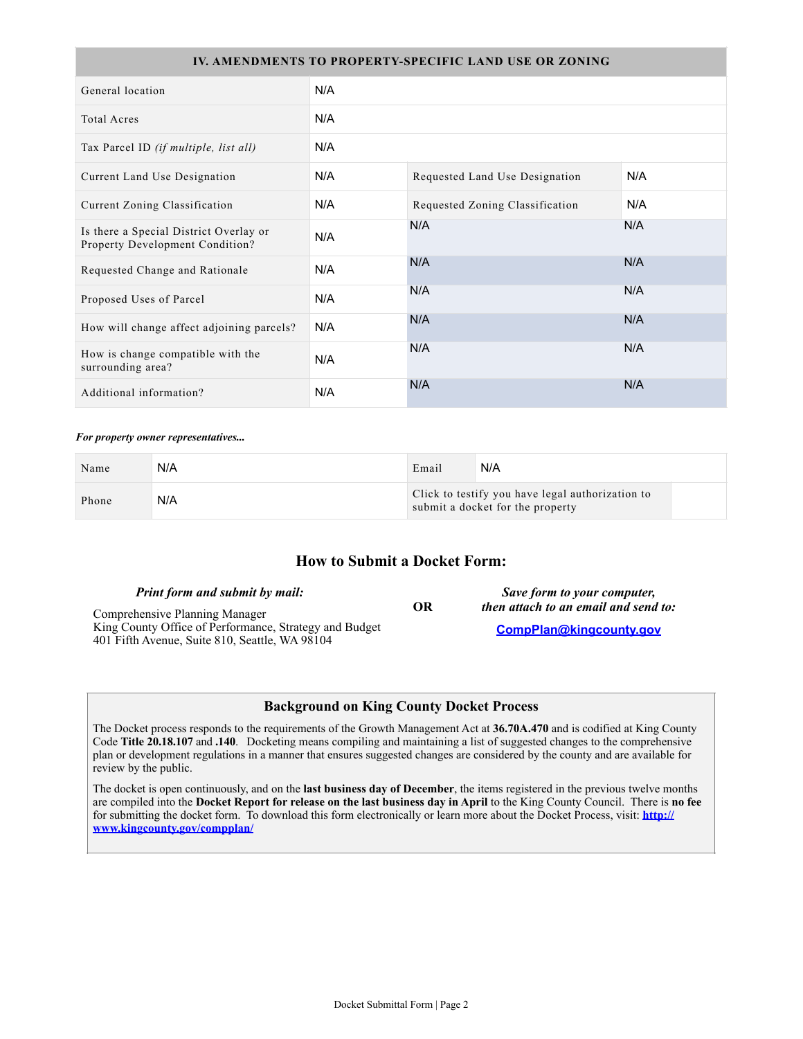| IV. AMENDMENTS TO PROPERTY-SPECIFIC LAND USE OR ZONING | | | |
|---|---|---|---|
| General location | N/A | | |
| Total Acres | N/A | | |
| Tax Parcel ID *(if multiple, list all)* | N/A | | |
| Current Land Use Designation | N/A | Requested Land Use Designation | N/A |
| Current Zoning Classification | N/A | Requested Zoning Classification | N/A |
| Is there a Special District Overlay or Property Development Condition? | N/A | N/A | N/A |
| Requested Change and Rationale | N/A | N/A | N/A |
| Proposed Uses of Parcel | N/A | N/A | N/A |
| How will change affect adjoining parcels? | N/A | N/A | N/A |
| How is change compatible with the surrounding area? | N/A | N/A | N/A |
| Additional information? | N/A | N/A | N/A |

***For property owner representatives...***

| | | | |
|---|---|---|---|
| Name | N/A | Email | N/A |
| Phone | N/A | Click to testify you have legal authorization to submit a docket for the property | |

## How to Submit a Docket Form:

***Print form and submit by mail:***

Comprehensive Planning Manager
King County Office of Performance, Strategy and Budget
401 Fifth Avenue, Suite 810, Seattle, WA 98104

**OR**

***Save form to your computer, then attach to an email and send to:***

**CompPlan@kingcounty.gov**

## Background on King County Docket Process

The Docket process responds to the requirements of the Growth Management Act at **36.70A.470** and is codified at King County Code **Title 20.18.107** and **.140**. Docketing means compiling and maintaining a list of suggested changes to the comprehensive plan or development regulations in a manner that ensures suggested changes are considered by the county and are available for review by the public.

The docket is open continuously, and on the **last business day of December**, the items registered in the previous twelve months are compiled into the **Docket Report for release on the last business day in April** to the King County Council. There is **no fee** for submitting the docket form. To download this form electronically or learn more about the Docket Process, visit: **http://www.kingcounty.gov/compplan/**